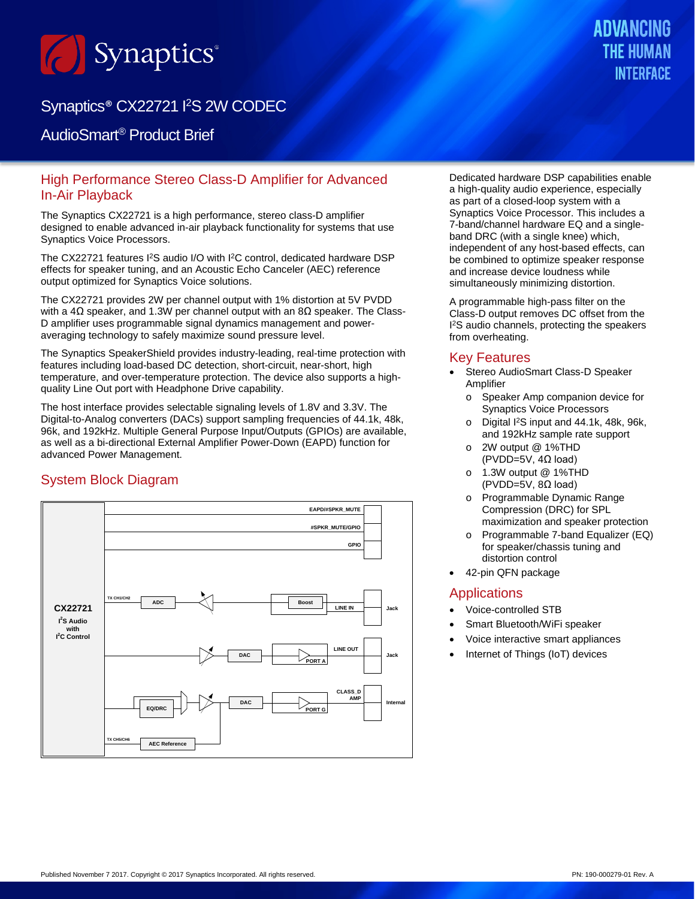# Synaptics® CX22721 I²S 2W CODEC

## AudioSmart® Product Brief

ADVANCING THE HUMAN INTERFACE

## High Performance Stereo Class-D Amplifier for Advanced In-Air Playback

The Synaptics CX22721 is a high performance, stereo class-D amplifier designed to enable advanced in-air playback functionality for systems that use Synaptics Voice Processors.

The CX22721 features I²S audio I/O with I²C control, dedicated hardware DSP effects for speaker tuning, and an Acoustic Echo Canceler (AEC) reference output optimized for Synaptics Voice solutions.

The CX22721 provides 2W per channel output with 1% distortion at 5V PVDD with a 4Ω speaker, and 1.3W per channel output with an 8Ω speaker. The Class-D amplifier uses programmable signal dynamics management and power-averaging technology to safely maximize sound pressure level.

The Synaptics SpeakerShield provides industry-leading, real-time protection with features including load-based DC detection, short-circuit, near-short, high temperature, and over-temperature protection. The device also supports a high-quality Line Out port with Headphone Drive capability.

The host interface provides selectable signaling levels of 1.8V and 3.3V. The Digital-to-Analog converters (DACs) support sampling frequencies of 44.1k, 48k, 96k, and 192kHz. Multiple General Purpose Input/Outputs (GPIOs) are available, as well as a bi-directional External Amplifier Power-Down (EAPD) function for advanced Power Management.

## System Block Diagram

CX22721 I²S Audio with I²C Control

EAPD/#SPKR_MUTE · #SPKR_MUTE/GPIO · GPIO · TX CH1/CH2 · ADC · Boost · LINE IN · Jack · DAC · PORT A · LINE OUT · Jack · EQ/DRC · DAC · PORT G · CLASS_D AMP · Internal · TX CH5/CH6 · AEC Reference

Dedicated hardware DSP capabilities enable a high-quality audio experience, especially as part of a closed-loop system with a Synaptics Voice Processor. This includes a 7-band/channel hardware EQ and a single-band DRC (with a single knee) which, independent of any host-based effects, can be combined to optimize speaker response and increase device loudness while simultaneously minimizing distortion.

A programmable high-pass filter on the Class-D output removes DC offset from the I²S audio channels, protecting the speakers from overheating.

## Key Features

- Stereo AudioSmart Class-D Speaker Amplifier
  - Speaker Amp companion device for Synaptics Voice Processors
  - Digital I²S input and 44.1k, 48k, 96k, and 192kHz sample rate support
  - 2W output @ 1%THD (PVDD=5V, 4Ω load)
  - 1.3W output @ 1%THD (PVDD=5V, 8Ω load)
  - Programmable Dynamic Range Compression (DRC) for SPL maximization and speaker protection
  - Programmable 7-band Equalizer (EQ) for speaker/chassis tuning and distortion control
- 42-pin QFN package

## Applications

- Voice-controlled STB
- Smart Bluetooth/WiFi speaker
- Voice interactive smart appliances
- Internet of Things (IoT) devices

Published November 7 2017. Copyright © 2017 Synaptics Incorporated. All rights reserved.

PN: 190-000279-01 Rev. A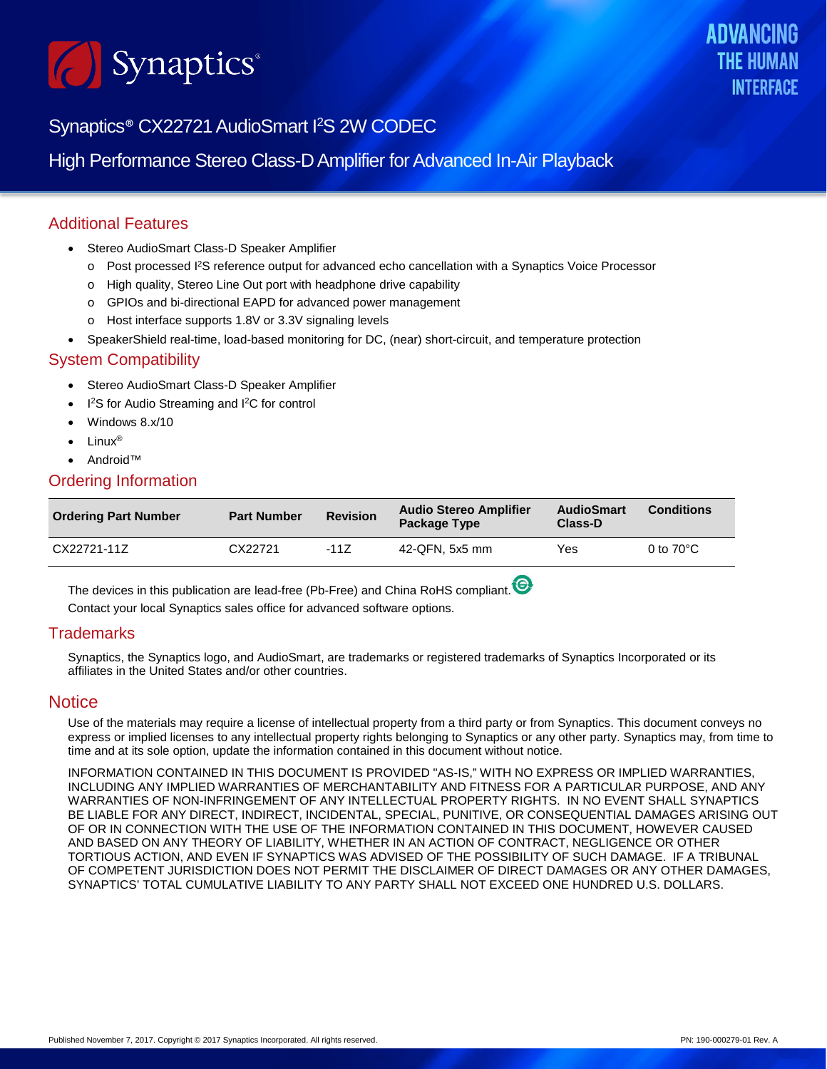Synaptics® CX22721 AudioSmart I$^2$S 2W CODEC

High Performance Stereo Class-D Amplifier for Advanced In-Air Playback

## Additional Features

- Stereo AudioSmart Class-D Speaker Amplifier
  - Post processed I$^2$S reference output for advanced echo cancellation with a Synaptics Voice Processor
  - High quality, Stereo Line Out port with headphone drive capability
  - GPIOs and bi-directional EAPD for advanced power management
  - Host interface supports 1.8V or 3.3V signaling levels
- SpeakerShield real-time, load-based monitoring for DC, (near) short-circuit, and temperature protection

## System Compatibility

- Stereo AudioSmart Class-D Speaker Amplifier
- I$^2$S for Audio Streaming and I$^2$C for control
- Windows 8.x/10
- Linux®
- Android™

## Ordering Information

| Ordering Part Number | Part Number | Revision | Audio Stereo Amplifier Package Type | AudioSmart Class-D | Conditions |
|---|---|---|---|---|---|
| CX22721-11Z | CX22721 | -11Z | 42-QFN, 5x5 mm | Yes | 0 to 70°C |

The devices in this publication are lead-free (Pb-Free) and China RoHS compliant.

Contact your local Synaptics sales office for advanced software options.

## Trademarks

Synaptics, the Synaptics logo, and AudioSmart, are trademarks or registered trademarks of Synaptics Incorporated or its affiliates in the United States and/or other countries.

## Notice

Use of the materials may require a license of intellectual property from a third party or from Synaptics. This document conveys no express or implied licenses to any intellectual property rights belonging to Synaptics or any other party. Synaptics may, from time to time and at its sole option, update the information contained in this document without notice.

INFORMATION CONTAINED IN THIS DOCUMENT IS PROVIDED "AS-IS," WITH NO EXPRESS OR IMPLIED WARRANTIES, INCLUDING ANY IMPLIED WARRANTIES OF MERCHANTABILITY AND FITNESS FOR A PARTICULAR PURPOSE, AND ANY WARRANTIES OF NON-INFRINGEMENT OF ANY INTELLECTUAL PROPERTY RIGHTS. IN NO EVENT SHALL SYNAPTICS BE LIABLE FOR ANY DIRECT, INDIRECT, INCIDENTAL, SPECIAL, PUNITIVE, OR CONSEQUENTIAL DAMAGES ARISING OUT OF OR IN CONNECTION WITH THE USE OF THE INFORMATION CONTAINED IN THIS DOCUMENT, HOWEVER CAUSED AND BASED ON ANY THEORY OF LIABILITY, WHETHER IN AN ACTION OF CONTRACT, NEGLIGENCE OR OTHER TORTIOUS ACTION, AND EVEN IF SYNAPTICS WAS ADVISED OF THE POSSIBILITY OF SUCH DAMAGE. IF A TRIBUNAL OF COMPETENT JURISDICTION DOES NOT PERMIT THE DISCLAIMER OF DIRECT DAMAGES OR ANY OTHER DAMAGES, SYNAPTICS' TOTAL CUMULATIVE LIABILITY TO ANY PARTY SHALL NOT EXCEED ONE HUNDRED U.S. DOLLARS.

Published November 7, 2017. Copyright © 2017 Synaptics Incorporated. All rights reserved.

PN: 190-000279-01 Rev. A